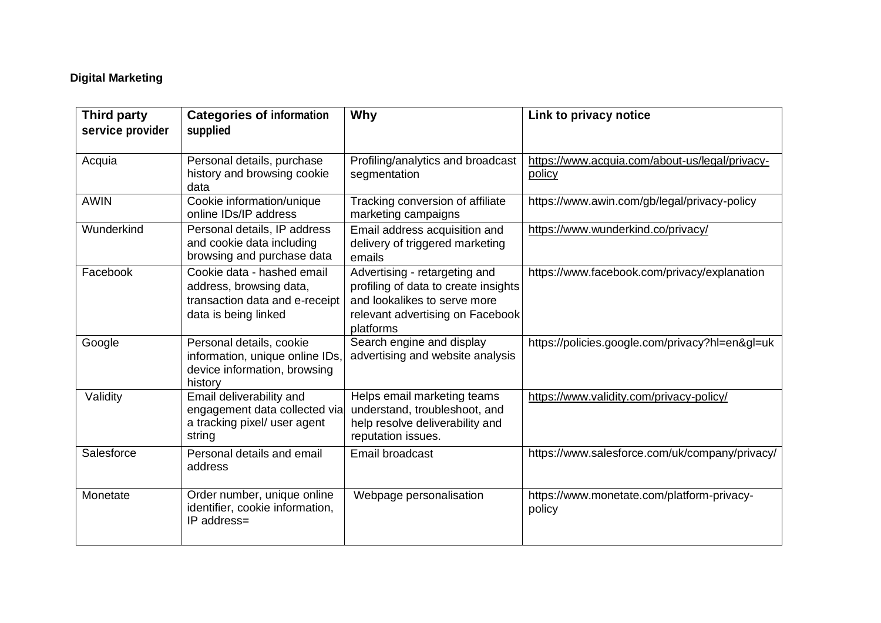**Digital Marketing**

| Third party service provider | Categories of information supplied | Why | Link to privacy notice |
| --- | --- | --- | --- |
| Acquia | Personal details, purchase history and browsing cookie data | Profiling/analytics and broadcast segmentation | https://www.acquia.com/about-us/legal/privacy-policy |
| AWIN | Cookie information/unique online IDs/IP address | Tracking conversion of affiliate marketing campaigns | https://www.awin.com/gb/legal/privacy-policy |
| Wunderkind | Personal details, IP address and cookie data including browsing and purchase data | Email address acquisition and delivery of triggered marketing emails | https://www.wunderkind.co/privacy/ |
| Facebook | Cookie data - hashed email address, browsing data, transaction data and e-receipt data is being linked | Advertising - retargeting and profiling of data to create insights and lookalikes to serve more relevant advertising on Facebook platforms | https://www.facebook.com/privacy/explanation |
| Google | Personal details, cookie information, unique online IDs, device information, browsing history | Search engine and display advertising and website analysis | https://policies.google.com/privacy?hl=en&gl=uk |
| Validity | Email deliverability and engagement data collected via a tracking pixel/ user agent string | Helps email marketing teams understand, troubleshoot, and help resolve deliverability and reputation issues. | https://www.validity.com/privacy-policy/ |
| Salesforce | Personal details and email address | Email broadcast | https://www.salesforce.com/uk/company/privacy/ |
| Monetate | Order number, unique online identifier, cookie information, IP address= | Webpage personalisation | https://www.monetate.com/platform-privacy-policy |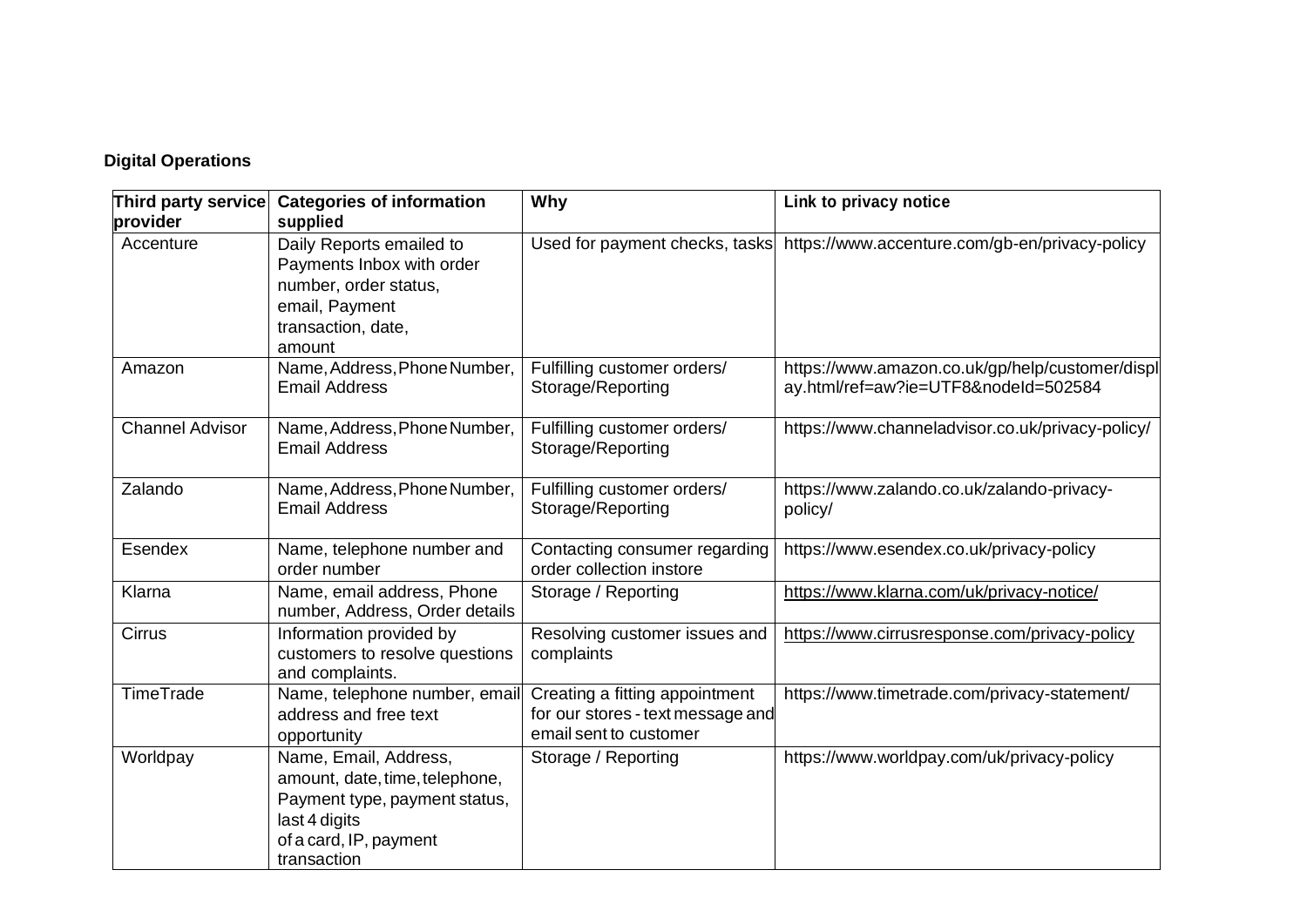**Digital Operations**

| Third party service provider | Categories of information supplied | Why | Link to privacy notice |
|---|---|---|---|
| Accenture | Daily Reports emailed to Payments Inbox with order number, order status, email, Payment transaction, date, amount | Used for payment checks, tasks | https://www.accenture.com/gb-en/privacy-policy |
| Amazon | Name, Address, Phone Number, Email Address | Fulfilling customer orders/ Storage/Reporting | https://www.amazon.co.uk/gp/help/customer/display.html/ref=aw?ie=UTF8&nodeId=502584 |
| Channel Advisor | Name, Address, Phone Number, Email Address | Fulfilling customer orders/ Storage/Reporting | https://www.channeladvisor.co.uk/privacy-policy/ |
| Zalando | Name, Address, Phone Number, Email Address | Fulfilling customer orders/ Storage/Reporting | https://www.zalando.co.uk/zalando-privacy-policy/ |
| Esendex | Name, telephone number and order number | Contacting consumer regarding order collection instore | https://www.esendex.co.uk/privacy-policy |
| Klarna | Name, email address, Phone number, Address, Order details | Storage / Reporting | https://www.klarna.com/uk/privacy-notice/ |
| Cirrus | Information provided by customers to resolve questions and complaints. | Resolving customer issues and complaints | https://www.cirrusresponse.com/privacy-policy |
| TimeTrade | Name, telephone number, email address and free text opportunity | Creating a fitting appointment for our stores - text message and email sent to customer | https://www.timetrade.com/privacy-statement/ |
| Worldpay | Name, Email, Address, amount, date, time, telephone, Payment type, payment status, last 4 digits of a card, IP, payment transaction | Storage / Reporting | https://www.worldpay.com/uk/privacy-policy |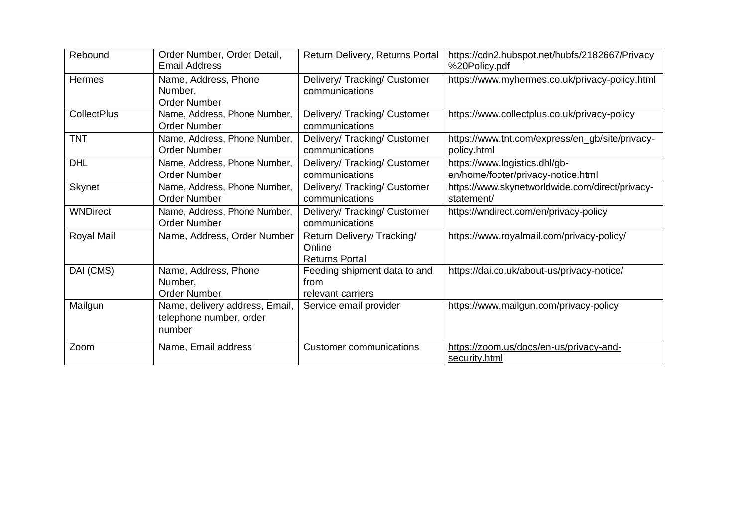| Rebound | Order Number, Order Detail, Email Address | Return Delivery, Returns Portal | https://cdn2.hubspot.net/hubfs/2182667/Privacy%20Policy.pdf |
|---|---|---|---|
| Hermes | Name, Address, Phone Number, Order Number | Delivery/ Tracking/ Customer communications | https://www.myhermes.co.uk/privacy-policy.html |
| CollectPlus | Name, Address, Phone Number, Order Number | Delivery/ Tracking/ Customer communications | https://www.collectplus.co.uk/privacy-policy |
| TNT | Name, Address, Phone Number, Order Number | Delivery/ Tracking/ Customer communications | https://www.tnt.com/express/en_gb/site/privacy-policy.html |
| DHL | Name, Address, Phone Number, Order Number | Delivery/ Tracking/ Customer communications | https://www.logistics.dhl/gb-en/home/footer/privacy-notice.html |
| Skynet | Name, Address, Phone Number, Order Number | Delivery/ Tracking/ Customer communications | https://www.skynetworldwide.com/direct/privacy-statement/ |
| WNDirect | Name, Address, Phone Number, Order Number | Delivery/ Tracking/ Customer communications | https://wndirect.com/en/privacy-policy |
| Royal Mail | Name, Address, Order Number | Return Delivery/ Tracking/ Online Returns Portal | https://www.royalmail.com/privacy-policy/ |
| DAI (CMS) | Name, Address, Phone Number, Order Number | Feeding shipment data to and from relevant carriers | https://dai.co.uk/about-us/privacy-notice/ |
| Mailgun | Name, delivery address, Email, telephone number, order number | Service email provider | https://www.mailgun.com/privacy-policy |
| Zoom | Name, Email address | Customer communications | https://zoom.us/docs/en-us/privacy-and-security.html |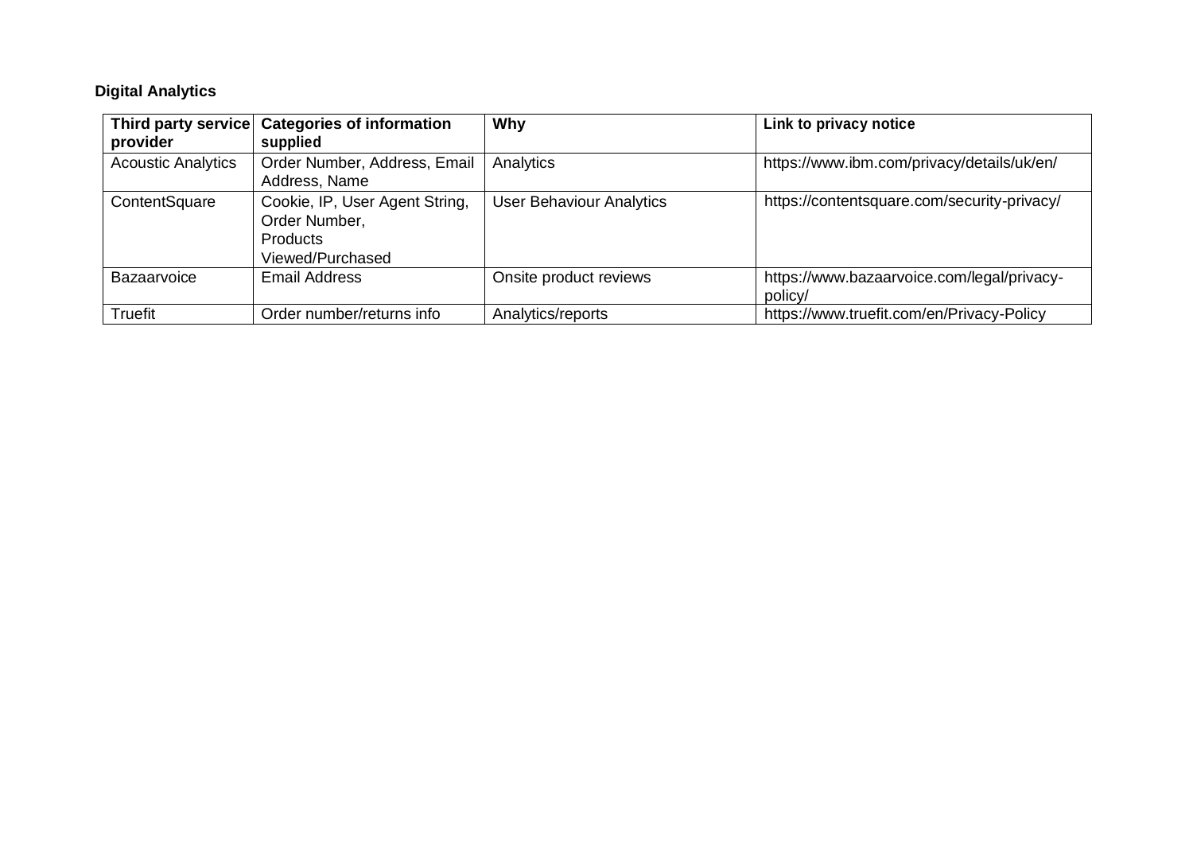**Digital Analytics**

| Third party service provider | Categories of information supplied | Why | Link to privacy notice |
| --- | --- | --- | --- |
| Acoustic Analytics | Order Number, Address, Email Address, Name | Analytics | https://www.ibm.com/privacy/details/uk/en/ |
| ContentSquare | Cookie, IP, User Agent String, Order Number, Products Viewed/Purchased | User Behaviour Analytics | https://contentsquare.com/security-privacy/ |
| Bazaarvoice | Email Address | Onsite product reviews | https://www.bazaarvoice.com/legal/privacy-policy/ |
| Truefit | Order number/returns info | Analytics/reports | https://www.truefit.com/en/Privacy-Policy |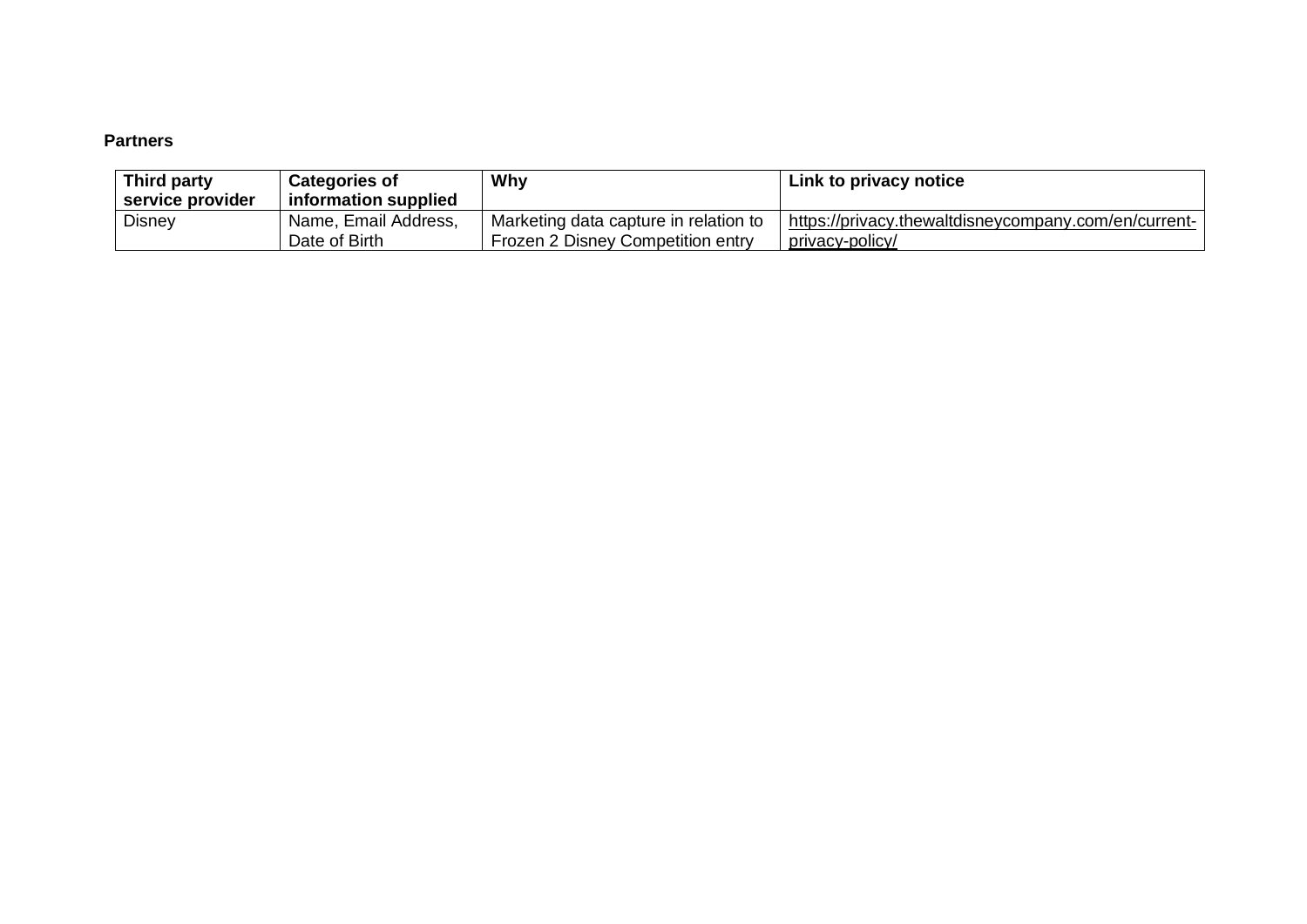**Partners**

| Third party service provider | Categories of information supplied | Why | Link to privacy notice |
|---|---|---|---|
| Disney | Name, Email Address, Date of Birth | Marketing data capture in relation to Frozen 2 Disney Competition entry | https://privacy.thewaltdisneycompany.com/en/current-privacy-policy/ |